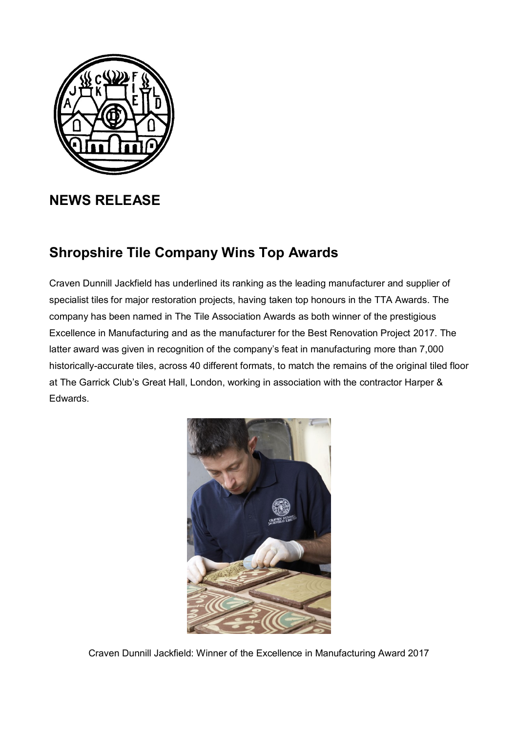## NEWS RELEASE

## Shropshire Tile Company Wins Top Awards

Craven Dunnill Jackfield has underlined its ranking as the leading manufacturer and supplier of specialist tiles for major restoration projects, having taken top honours in the TTA Awards. The company has been named in The Tile Association Awards as both winner of the prestigious Excellence in Manufacturing and as the manufacturer for the Best Renovation Project 2017. The latter award was given in recognition of the company's feat in manufacturing more than 7,000 historically-accurate tiles, across 40 different formats, to match the remains of the original tiled floor at The Garrick Club's Great Hall, London, working in association with the contractor Harper & Edwards.

Craven Dunnill Jackfield: Winner of the Excellence in Manufacturing Award 2017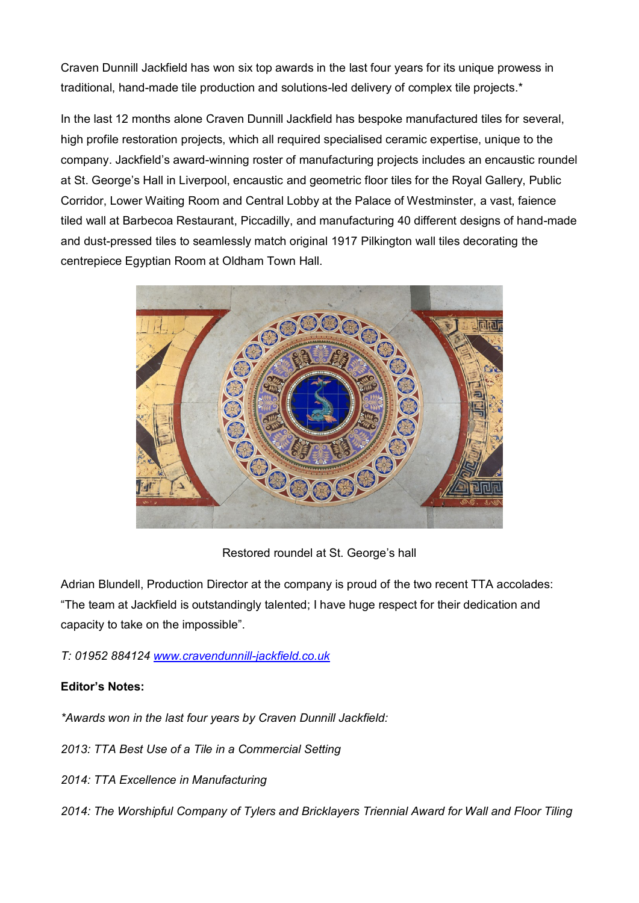Craven Dunnill Jackfield has won six top awards in the last four years for its unique prowess in traditional, hand-made tile production and solutions-led delivery of complex tile projects.*

In the last 12 months alone Craven Dunnill Jackfield has bespoke manufactured tiles for several, high profile restoration projects, which all required specialised ceramic expertise, unique to the company. Jackfield's award-winning roster of manufacturing projects includes an encaustic roundel at St. George's Hall in Liverpool, encaustic and geometric floor tiles for the Royal Gallery, Public Corridor, Lower Waiting Room and Central Lobby at the Palace of Westminster, a vast, faience tiled wall at Barbecoa Restaurant, Piccadilly, and manufacturing 40 different designs of hand-made and dust-pressed tiles to seamlessly match original 1917 Pilkington wall tiles decorating the centrepiece Egyptian Room at Oldham Town Hall.

Restored roundel at St. George's hall

Adrian Blundell, Production Director at the company is proud of the two recent TTA accolades: "The team at Jackfield is outstandingly talented; I have huge respect for their dedication and capacity to take on the impossible".

*T: 01952 884124* [www.cravendunnill-jackfield.co.uk](http://www.cravendunnill-jackfield.co.uk)

**Editor's Notes:**

*\*Awards won in the last four years by Craven Dunnill Jackfield:*

*2013: TTA Best Use of a Tile in a Commercial Setting*

*2014: TTA Excellence in Manufacturing*

*2014: The Worshipful Company of Tylers and Bricklayers Triennial Award for Wall and Floor Tiling*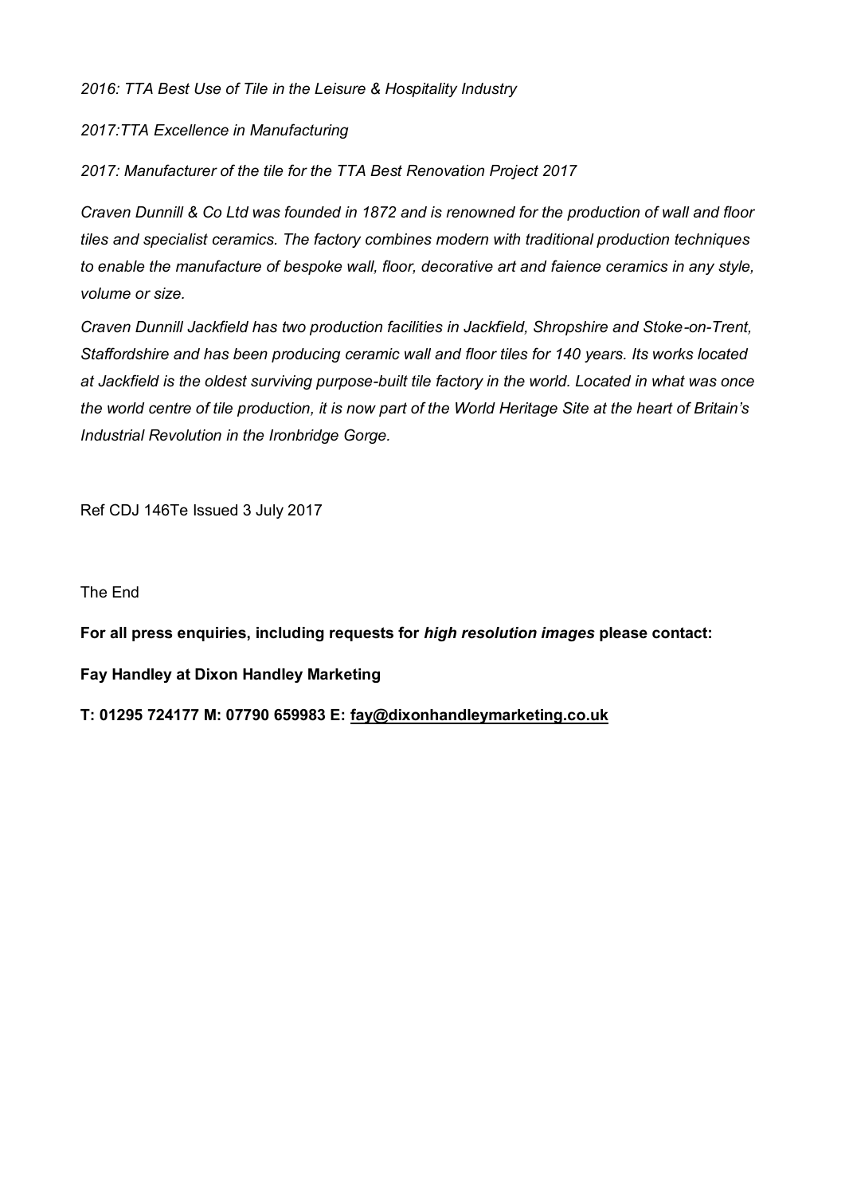*2016: TTA Best Use of Tile in the Leisure & Hospitality Industry*

*2017:TTA Excellence in Manufacturing*

*2017: Manufacturer of the tile for the TTA Best Renovation Project 2017*

*Craven Dunnill & Co Ltd was founded in 1872 and is renowned for the production of wall and floor tiles and specialist ceramics. The factory combines modern with traditional production techniques to enable the manufacture of bespoke wall, floor, decorative art and faience ceramics in any style, volume or size.*

*Craven Dunnill Jackfield has two production facilities in Jackfield, Shropshire and Stoke-on-Trent, Staffordshire and has been producing ceramic wall and floor tiles for 140 years. Its works located at Jackfield is the oldest surviving purpose-built tile factory in the world. Located in what was once the world centre of tile production, it is now part of the World Heritage Site at the heart of Britain's Industrial Revolution in the Ironbridge Gorge.*

Ref CDJ 146Te Issued 3 July 2017

The End

**For all press enquiries, including requests for *high resolution images* please contact:**

**Fay Handley at Dixon Handley Marketing**

**T: 01295 724177 M: 07790 659983 E: fay@dixonhandleymarketing.co.uk**